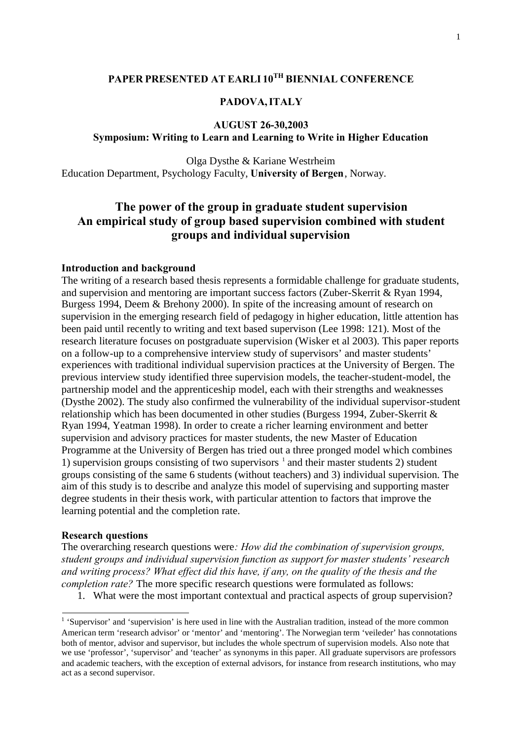**PAPER PRESENTED AT EARLI 10TH BIENNIAL CONFERENCE**

**PADOVA, ITALY**

**AUGUST 26-30,2003**
**Symposium: Writing to Learn and Learning to Write in Higher Education**

Olga Dysthe & Kariane Westrheim
Education Department, Psychology Faculty, **University of Bergen**, Norway.

# The power of the group in graduate student supervision An empirical study of group based supervision combined with student groups and individual supervision

## Introduction and background

The writing of a research based thesis represents a formidable challenge for graduate students, and supervision and mentoring are important success factors (Zuber-Skerrit & Ryan 1994, Burgess 1994, Deem & Brehony 2000). In spite of the increasing amount of research on supervision in the emerging research field of pedagogy in higher education, little attention has been paid until recently to writing and text based supervison (Lee 1998: 121). Most of the research literature focuses on postgraduate supervision (Wisker et al 2003). This paper reports on a follow-up to a comprehensive interview study of supervisors' and master students' experiences with traditional individual supervision practices at the University of Bergen. The previous interview study identified three supervision models, the teacher-student-model, the partnership model and the apprenticeship model, each with their strengths and weaknesses (Dysthe 2002). The study also confirmed the vulnerability of the individual supervisor-student relationship which has been documented in other studies (Burgess 1994, Zuber-Skerrit & Ryan 1994, Yeatman 1998). In order to create a richer learning environment and better supervision and advisory practices for master students, the new Master of Education Programme at the University of Bergen has tried out a three pronged model which combines 1) supervision groups consisting of two supervisors [1] and their master students 2) student groups consisting of the same 6 students (without teachers) and 3) individual supervision. The aim of this study is to describe and analyze this model of supervising and supporting master degree students in their thesis work, with particular attention to factors that improve the learning potential and the completion rate.

## Research questions

The overarching research questions were*: How did the combination of supervision groups, student groups and individual supervision function as support for master students' research and writing process? What effect did this have, if any, on the quality of the thesis and the completion rate?* The more specific research questions were formulated as follows:

1. What were the most important contextual and practical aspects of group supervision?

[1] 'Supervisor' and 'supervision' is here used in line with the Australian tradition, instead of the more common American term 'research advisor' or 'mentor' and 'mentoring'. The Norwegian term 'veileder' has connotations both of mentor, advisor and supervisor, but includes the whole spectrum of supervision models. Also note that we use 'professor', 'supervisor' and 'teacher' as synonyms in this paper. All graduate supervisors are professors and academic teachers, with the exception of external advisors, for instance from research institutions, who may act as a second supervisor.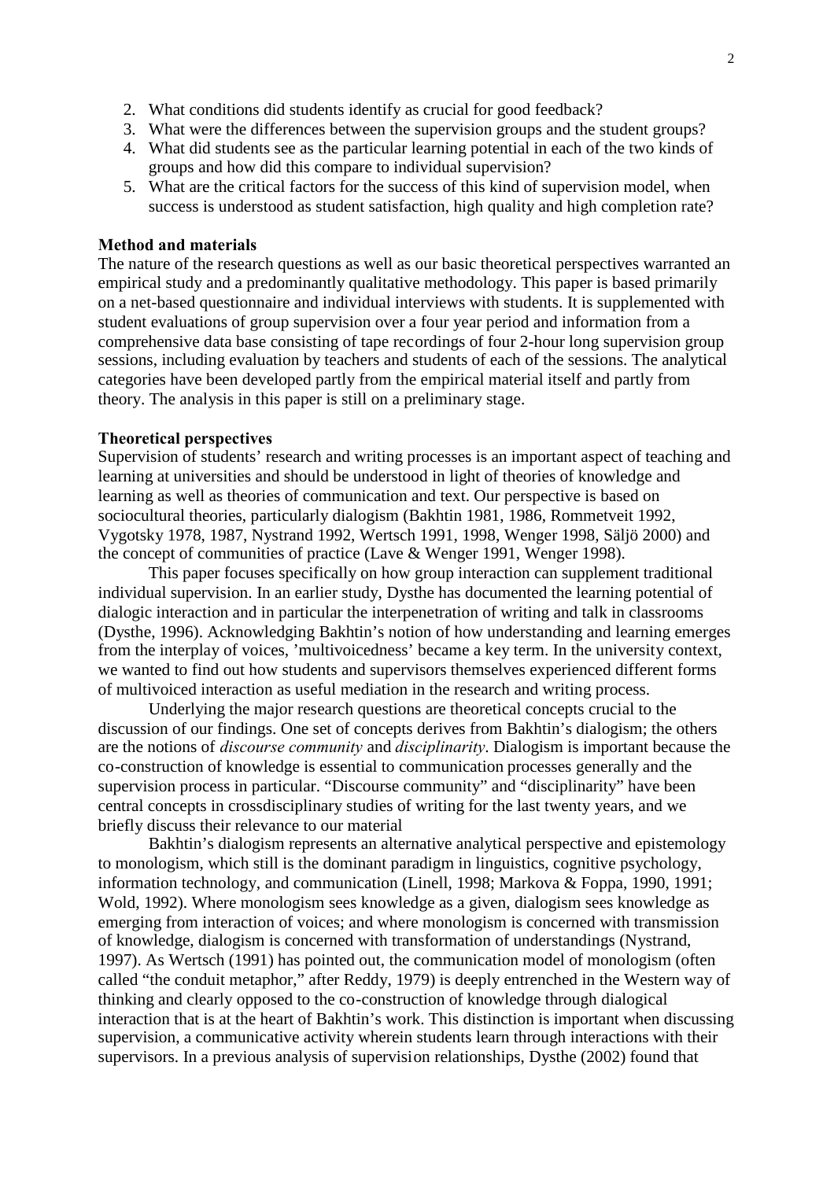2. What conditions did students identify as crucial for good feedback?
3. What were the differences between the supervision groups and the student groups?
4. What did students see as the particular learning potential in each of the two kinds of groups and how did this compare to individual supervision?
5. What are the critical factors for the success of this kind of supervision model, when success is understood as student satisfaction, high quality and high completion rate?

**Method and materials**

The nature of the research questions as well as our basic theoretical perspectives warranted an empirical study and a predominantly qualitative methodology. This paper is based primarily on a net-based questionnaire and individual interviews with students. It is supplemented with student evaluations of group supervision over a four year period and information from a comprehensive data base consisting of tape recordings of four 2-hour long supervision group sessions, including evaluation by teachers and students of each of the sessions. The analytical categories have been developed partly from the empirical material itself and partly from theory. The analysis in this paper is still on a preliminary stage.

**Theoretical perspectives**

Supervision of students' research and writing processes is an important aspect of teaching and learning at universities and should be understood in light of theories of knowledge and learning as well as theories of communication and text. Our perspective is based on sociocultural theories, particularly dialogism (Bakhtin 1981, 1986, Rommetveit 1992, Vygotsky 1978, 1987, Nystrand 1992, Wertsch 1991, 1998, Wenger 1998, Säljö 2000) and the concept of communities of practice (Lave & Wenger 1991, Wenger 1998).

This paper focuses specifically on how group interaction can supplement traditional individual supervision. In an earlier study, Dysthe has documented the learning potential of dialogic interaction and in particular the interpenetration of writing and talk in classrooms (Dysthe, 1996). Acknowledging Bakhtin's notion of how understanding and learning emerges from the interplay of voices, 'multivoicedness' became a key term. In the university context, we wanted to find out how students and supervisors themselves experienced different forms of multivoiced interaction as useful mediation in the research and writing process.

Underlying the major research questions are theoretical concepts crucial to the discussion of our findings. One set of concepts derives from Bakhtin's dialogism; the others are the notions of *discourse community* and *disciplinarity*. Dialogism is important because the co-construction of knowledge is essential to communication processes generally and the supervision process in particular. "Discourse community" and "disciplinarity" have been central concepts in crossdisciplinary studies of writing for the last twenty years, and we briefly discuss their relevance to our material

Bakhtin's dialogism represents an alternative analytical perspective and epistemology to monologism, which still is the dominant paradigm in linguistics, cognitive psychology, information technology, and communication (Linell, 1998; Markova & Foppa, 1990, 1991; Wold, 1992). Where monologism sees knowledge as a given, dialogism sees knowledge as emerging from interaction of voices; and where monologism is concerned with transmission of knowledge, dialogism is concerned with transformation of understandings (Nystrand, 1997). As Wertsch (1991) has pointed out, the communication model of monologism (often called "the conduit metaphor," after Reddy, 1979) is deeply entrenched in the Western way of thinking and clearly opposed to the co-construction of knowledge through dialogical interaction that is at the heart of Bakhtin's work. This distinction is important when discussing supervision, a communicative activity wherein students learn through interactions with their supervisors. In a previous analysis of supervision relationships, Dysthe (2002) found that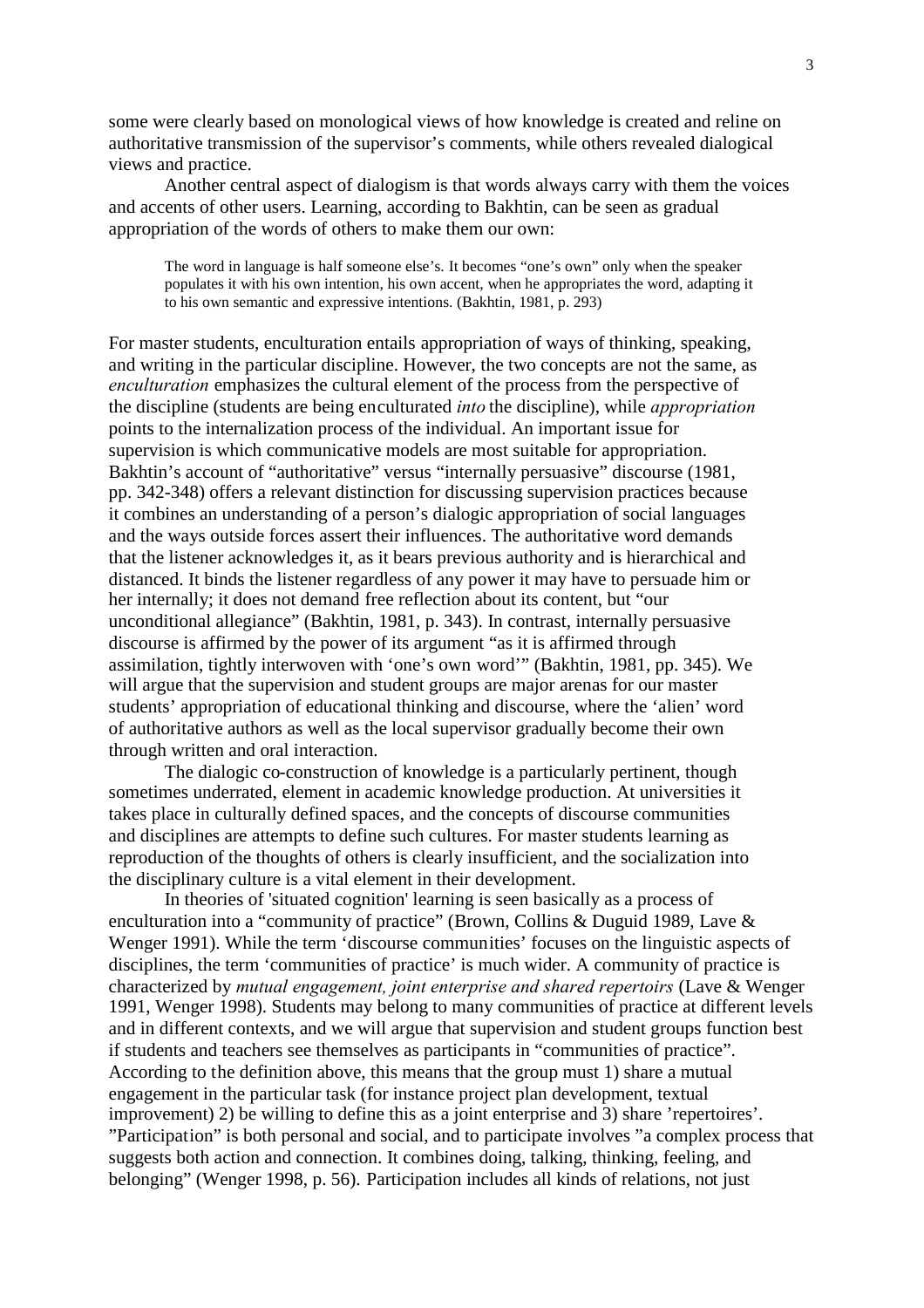some were clearly based on monological views of how knowledge is created and reline on authoritative transmission of the supervisor's comments, while others revealed dialogical views and practice.

Another central aspect of dialogism is that words always carry with them the voices and accents of other users. Learning, according to Bakhtin, can be seen as gradual appropriation of the words of others to make them our own:

> The word in language is half someone else's. It becomes "one's own" only when the speaker populates it with his own intention, his own accent, when he appropriates the word, adapting it to his own semantic and expressive intentions. (Bakhtin, 1981, p. 293)

For master students, enculturation entails appropriation of ways of thinking, speaking, and writing in the particular discipline. However, the two concepts are not the same, as *enculturation* emphasizes the cultural element of the process from the perspective of the discipline (students are being enculturated *into* the discipline), while *appropriation* points to the internalization process of the individual. An important issue for supervision is which communicative models are most suitable for appropriation. Bakhtin's account of "authoritative" versus "internally persuasive" discourse (1981, pp. 342-348) offers a relevant distinction for discussing supervision practices because it combines an understanding of a person's dialogic appropriation of social languages and the ways outside forces assert their influences. The authoritative word demands that the listener acknowledges it, as it bears previous authority and is hierarchical and distanced. It binds the listener regardless of any power it may have to persuade him or her internally; it does not demand free reflection about its content, but "our unconditional allegiance" (Bakhtin, 1981, p. 343). In contrast, internally persuasive discourse is affirmed by the power of its argument "as it is affirmed through assimilation, tightly interwoven with 'one's own word'" (Bakhtin, 1981, pp. 345). We will argue that the supervision and student groups are major arenas for our master students' appropriation of educational thinking and discourse, where the 'alien' word of authoritative authors as well as the local supervisor gradually become their own through written and oral interaction.

The dialogic co-construction of knowledge is a particularly pertinent, though sometimes underrated, element in academic knowledge production. At universities it takes place in culturally defined spaces, and the concepts of discourse communities and disciplines are attempts to define such cultures. For master students learning as reproduction of the thoughts of others is clearly insufficient, and the socialization into the disciplinary culture is a vital element in their development.

In theories of 'situated cognition' learning is seen basically as a process of enculturation into a "community of practice" (Brown, Collins & Duguid 1989, Lave & Wenger 1991). While the term 'discourse communities' focuses on the linguistic aspects of disciplines, the term 'communities of practice' is much wider. A community of practice is characterized by *mutual engagement, joint enterprise and shared repertoirs* (Lave & Wenger 1991, Wenger 1998). Students may belong to many communities of practice at different levels and in different contexts, and we will argue that supervision and student groups function best if students and teachers see themselves as participants in "communities of practice". According to the definition above, this means that the group must 1) share a mutual engagement in the particular task (for instance project plan development, textual improvement) 2) be willing to define this as a joint enterprise and 3) share 'repertoires'. "Participation" is both personal and social, and to participate involves "a complex process that suggests both action and connection. It combines doing, talking, thinking, feeling, and belonging" (Wenger 1998, p. 56). Participation includes all kinds of relations, not just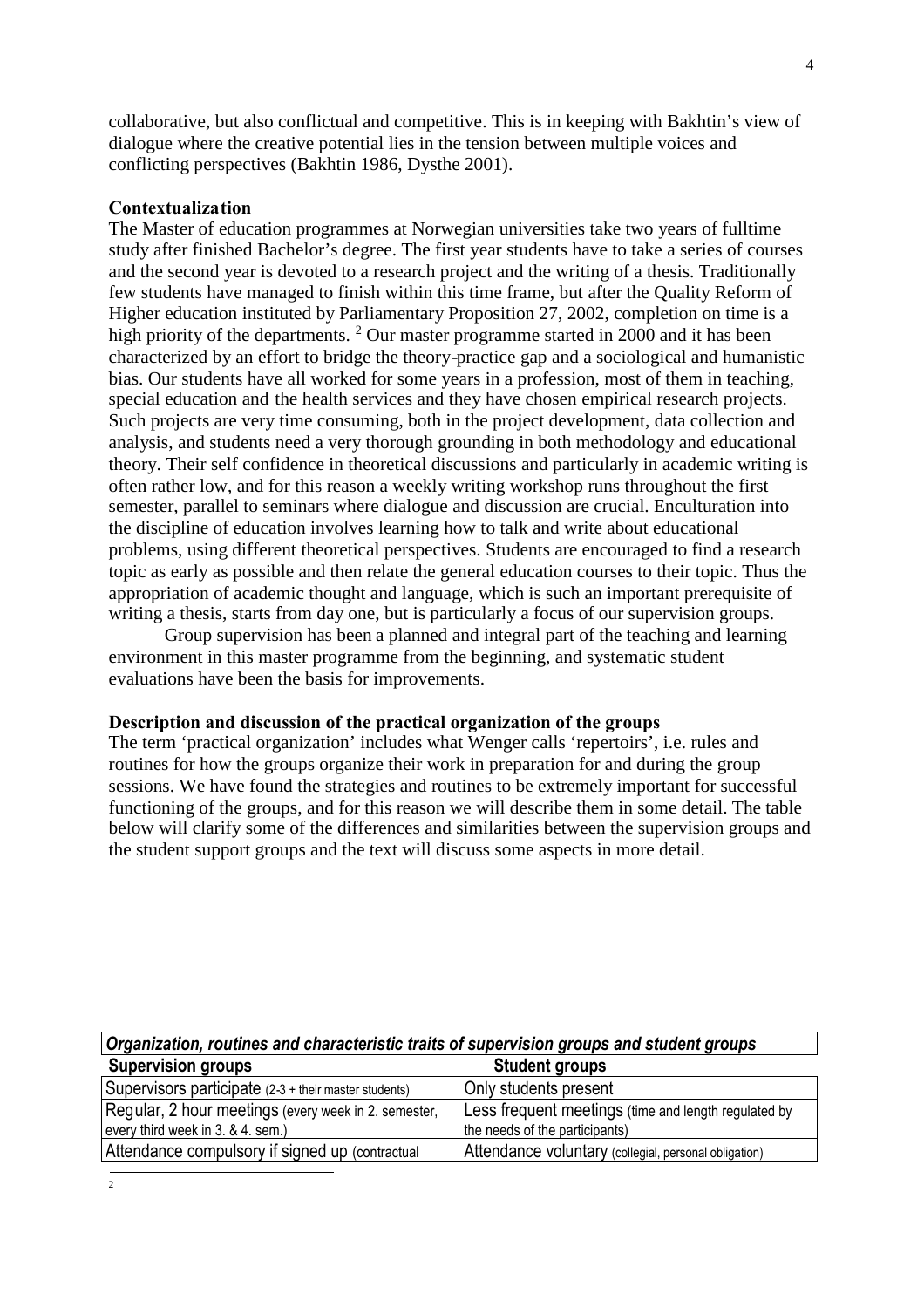collaborative, but also conflictual and competitive. This is in keeping with Bakhtin's view of dialogue where the creative potential lies in the tension between multiple voices and conflicting perspectives (Bakhtin 1986, Dysthe 2001).

**Contextualization**

The Master of education programmes at Norwegian universities take two years of fulltime study after finished Bachelor's degree. The first year students have to take a series of courses and the second year is devoted to a research project and the writing of a thesis. Traditionally few students have managed to finish within this time frame, but after the Quality Reform of Higher education instituted by Parliamentary Proposition 27, 2002, completion on time is a high priority of the departments. [2] Our master programme started in 2000 and it has been characterized by an effort to bridge the theory-practice gap and a sociological and humanistic bias. Our students have all worked for some years in a profession, most of them in teaching, special education and the health services and they have chosen empirical research projects. Such projects are very time consuming, both in the project development, data collection and analysis, and students need a very thorough grounding in both methodology and educational theory. Their self confidence in theoretical discussions and particularly in academic writing is often rather low, and for this reason a weekly writing workshop runs throughout the first semester, parallel to seminars where dialogue and discussion are crucial. Enculturation into the discipline of education involves learning how to talk and write about educational problems, using different theoretical perspectives. Students are encouraged to find a research topic as early as possible and then relate the general education courses to their topic. Thus the appropriation of academic thought and language, which is such an important prerequisite of writing a thesis, starts from day one, but is particularly a focus of our supervision groups.

Group supervision has been a planned and integral part of the teaching and learning environment in this master programme from the beginning, and systematic student evaluations have been the basis for improvements.

**Description and discussion of the practical organization of the groups**

The term 'practical organization' includes what Wenger calls 'repertoirs', i.e. rules and routines for how the groups organize their work in preparation for and during the group sessions. We have found the strategies and routines to be extremely important for successful functioning of the groups, and for this reason we will describe them in some detail. The table below will clarify some of the differences and similarities between the supervision groups and the student support groups and the text will discuss some aspects in more detail.

***Organization, routines and characteristic traits of supervision groups and student groups***

| Supervision groups | Student groups |
|---|---|
| Supervisors participate (2-3 + their master students) | Only students present |
| Regular, 2 hour meetings (every week in 2. semester, every third week in 3. & 4. sem.) | Less frequent meetings (time and length regulated by the needs of the participants) |
| Attendance compulsory if signed up (contractual | Attendance voluntary (collegial, personal obligation) |

[2]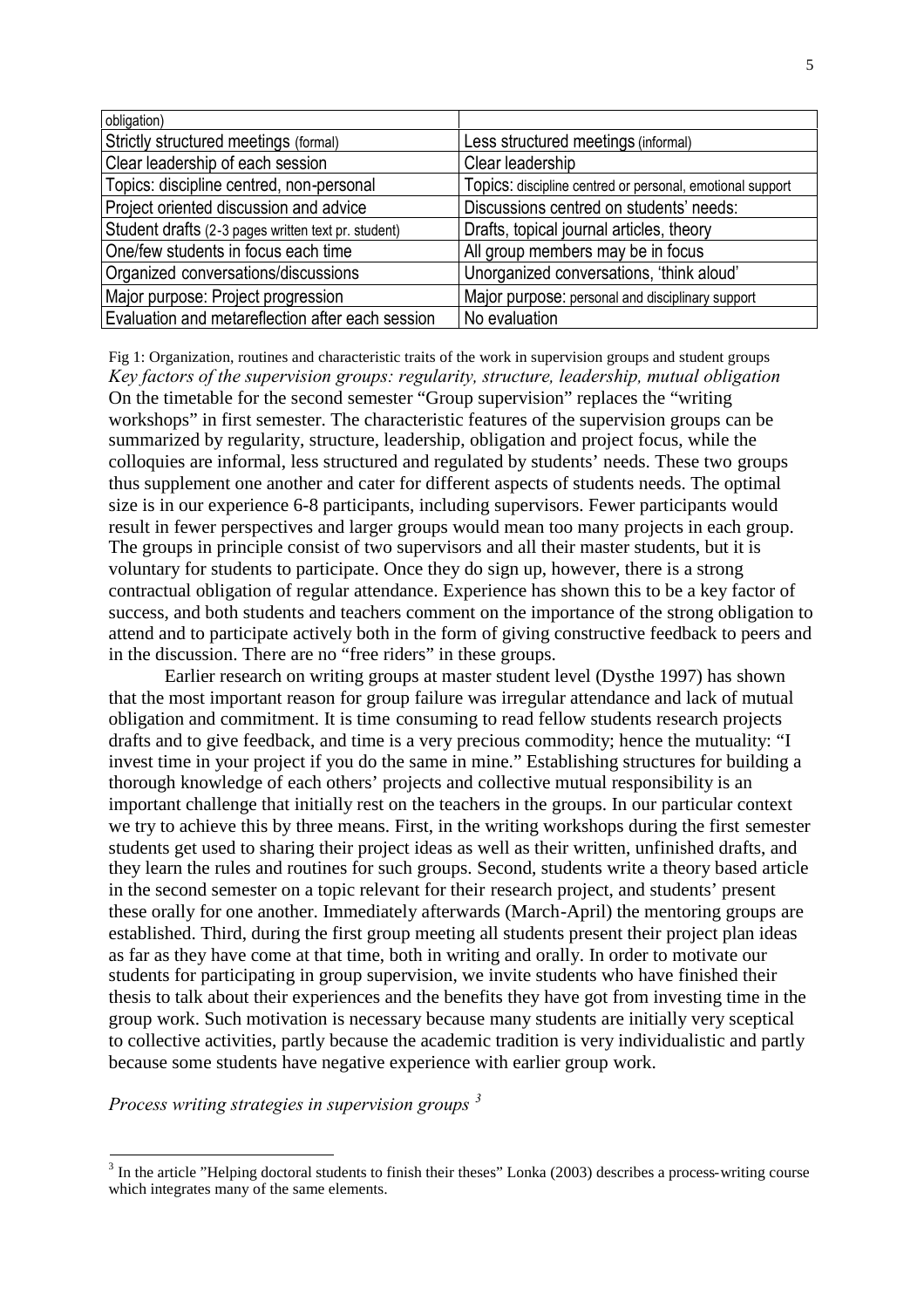| obligation) | |
|---|---|
| Strictly structured meetings (formal) | Less structured meetings (informal) |
| Clear leadership of each session | Clear leadership |
| Topics: discipline centred, non-personal | Topics: discipline centred or personal, emotional support |
| Project oriented discussion and advice | Discussions centred on students' needs: |
| Student drafts (2-3 pages written text pr. student) | Drafts, topical journal articles, theory |
| One/few students in focus each time | All group members may be in focus |
| Organized conversations/discussions | Unorganized conversations, 'think aloud' |
| Major purpose: Project progression | Major purpose: personal and disciplinary support |
| Evaluation and metareflection after each session | No evaluation |

Fig 1: Organization, routines and characteristic traits of the work in supervision groups and student groups

*Key factors of the supervision groups: regularity, structure, leadership, mutual obligation*

On the timetable for the second semester "Group supervision" replaces the "writing workshops" in first semester. The characteristic features of the supervision groups can be summarized by regularity, structure, leadership, obligation and project focus, while the colloquies are informal, less structured and regulated by students' needs. These two groups thus supplement one another and cater for different aspects of students needs. The optimal size is in our experience 6-8 participants, including supervisors. Fewer participants would result in fewer perspectives and larger groups would mean too many projects in each group. The groups in principle consist of two supervisors and all their master students, but it is voluntary for students to participate. Once they do sign up, however, there is a strong contractual obligation of regular attendance. Experience has shown this to be a key factor of success, and both students and teachers comment on the importance of the strong obligation to attend and to participate actively both in the form of giving constructive feedback to peers and in the discussion. There are no "free riders" in these groups.

Earlier research on writing groups at master student level (Dysthe 1997) has shown that the most important reason for group failure was irregular attendance and lack of mutual obligation and commitment. It is time consuming to read fellow students research projects drafts and to give feedback, and time is a very precious commodity; hence the mutuality: "I invest time in your project if you do the same in mine." Establishing structures for building a thorough knowledge of each others' projects and collective mutual responsibility is an important challenge that initially rest on the teachers in the groups. In our particular context we try to achieve this by three means. First, in the writing workshops during the first semester students get used to sharing their project ideas as well as their written, unfinished drafts, and they learn the rules and routines for such groups. Second, students write a theory based article in the second semester on a topic relevant for their research project, and students' present these orally for one another. Immediately afterwards (March-April) the mentoring groups are established. Third, during the first group meeting all students present their project plan ideas as far as they have come at that time, both in writing and orally. In order to motivate our students for participating in group supervision, we invite students who have finished their thesis to talk about their experiences and the benefits they have got from investing time in the group work. Such motivation is necessary because many students are initially very sceptical to collective activities, partly because the academic tradition is very individualistic and partly because some students have negative experience with earlier group work.

*Process writing strategies in supervision groups* [3]

[3] In the article "Helping doctoral students to finish their theses" Lonka (2003) describes a process-writing course which integrates many of the same elements.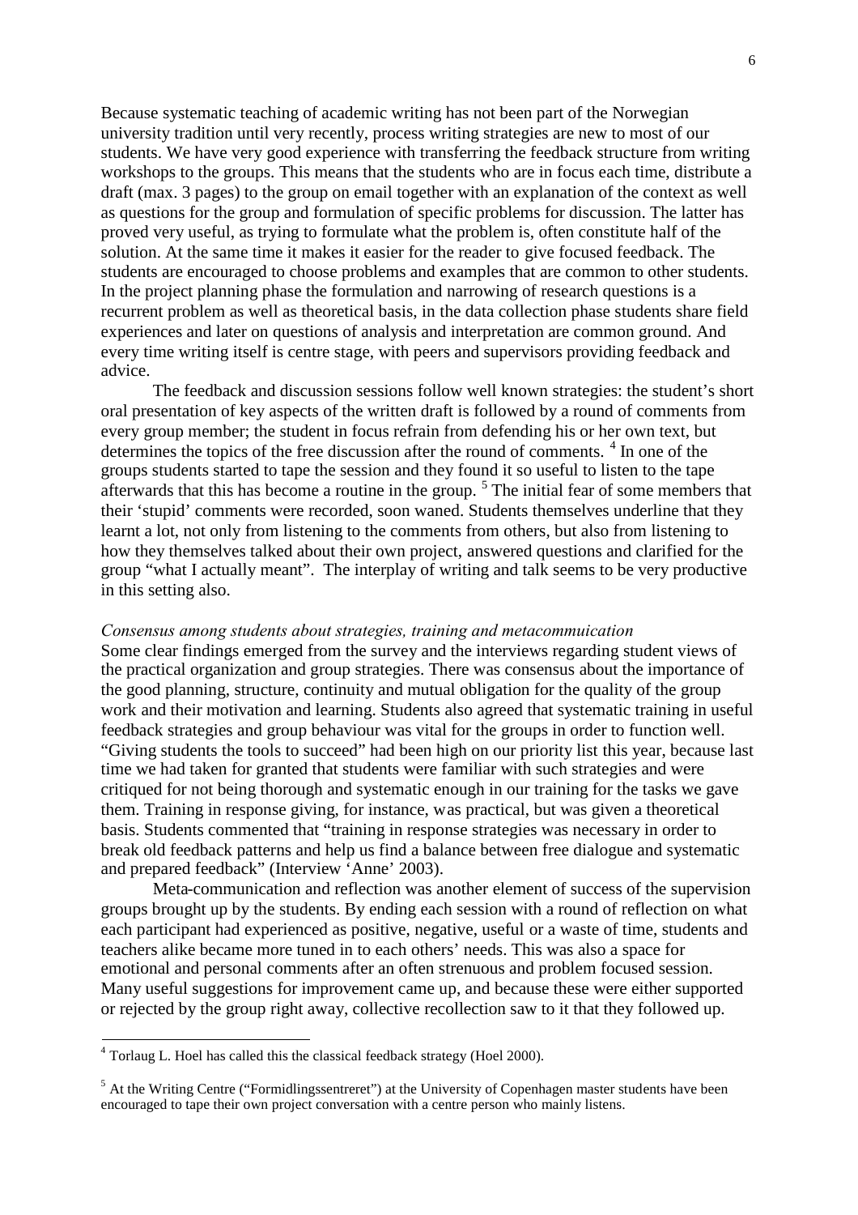Because systematic teaching of academic writing has not been part of the Norwegian university tradition until very recently, process writing strategies are new to most of our students. We have very good experience with transferring the feedback structure from writing workshops to the groups. This means that the students who are in focus each time, distribute a draft (max. 3 pages) to the group on email together with an explanation of the context as well as questions for the group and formulation of specific problems for discussion. The latter has proved very useful, as trying to formulate what the problem is, often constitute half of the solution. At the same time it makes it easier for the reader to give focused feedback. The students are encouraged to choose problems and examples that are common to other students. In the project planning phase the formulation and narrowing of research questions is a recurrent problem as well as theoretical basis, in the data collection phase students share field experiences and later on questions of analysis and interpretation are common ground. And every time writing itself is centre stage, with peers and supervisors providing feedback and advice.

The feedback and discussion sessions follow well known strategies: the student's short oral presentation of key aspects of the written draft is followed by a round of comments from every group member; the student in focus refrain from defending his or her own text, but determines the topics of the free discussion after the round of comments. [4] In one of the groups students started to tape the session and they found it so useful to listen to the tape afterwards that this has become a routine in the group. [5] The initial fear of some members that their 'stupid' comments were recorded, soon waned. Students themselves underline that they learnt a lot, not only from listening to the comments from others, but also from listening to how they themselves talked about their own project, answered questions and clarified for the group "what I actually meant". The interplay of writing and talk seems to be very productive in this setting also.

*Consensus among students about strategies, training and metacommuication*

Some clear findings emerged from the survey and the interviews regarding student views of the practical organization and group strategies. There was consensus about the importance of the good planning, structure, continuity and mutual obligation for the quality of the group work and their motivation and learning. Students also agreed that systematic training in useful feedback strategies and group behaviour was vital for the groups in order to function well. "Giving students the tools to succeed" had been high on our priority list this year, because last time we had taken for granted that students were familiar with such strategies and were critiqued for not being thorough and systematic enough in our training for the tasks we gave them. Training in response giving, for instance, was practical, but was given a theoretical basis. Students commented that "training in response strategies was necessary in order to break old feedback patterns and help us find a balance between free dialogue and systematic and prepared feedback" (Interview 'Anne' 2003).

Meta-communication and reflection was another element of success of the supervision groups brought up by the students. By ending each session with a round of reflection on what each participant had experienced as positive, negative, useful or a waste of time, students and teachers alike became more tuned in to each others' needs. This was also a space for emotional and personal comments after an often strenuous and problem focused session. Many useful suggestions for improvement came up, and because these were either supported or rejected by the group right away, collective recollection saw to it that they followed up.

---

[4] Torlaug L. Hoel has called this the classical feedback strategy (Hoel 2000).

[5] At the Writing Centre ("Formidlingssentreret") at the University of Copenhagen master students have been encouraged to tape their own project conversation with a centre person who mainly listens.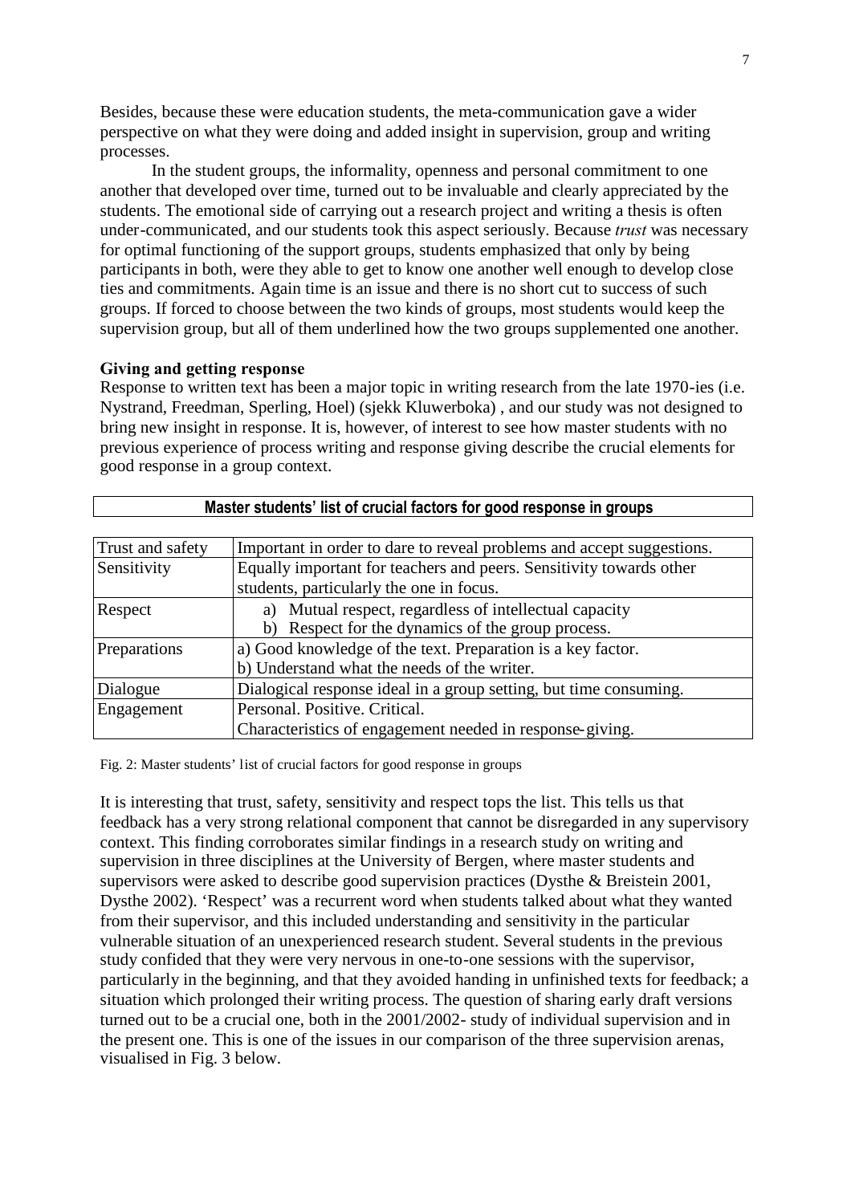Besides, because these were education students, the meta-communication gave a wider perspective on what they were doing and added insight in supervision, group and writing processes.

In the student groups, the informality, openness and personal commitment to one another that developed over time, turned out to be invaluable and clearly appreciated by the students. The emotional side of carrying out a research project and writing a thesis is often under-communicated, and our students took this aspect seriously. Because *trust* was necessary for optimal functioning of the support groups, students emphasized that only by being participants in both, were they able to get to know one another well enough to develop close ties and commitments. Again time is an issue and there is no short cut to success of such groups. If forced to choose between the two kinds of groups, most students would keep the supervision group, but all of them underlined how the two groups supplemented one another.

**Giving and getting response**

Response to written text has been a major topic in writing research from the late 1970-ies (i.e. Nystrand, Freedman, Sperling, Hoel) (sjekk Kluwerboka) , and our study was not designed to bring new insight in response. It is, however, of interest to see how master students with no previous experience of process writing and response giving describe the crucial elements for good response in a group context.

| **Master students' list of crucial factors for good response in groups** | |
|---|---|
| Trust and safety | Important in order to dare to reveal problems and accept suggestions. |
| Sensitivity | Equally important for teachers and peers. Sensitivity towards other students, particularly the one in focus. |
| Respect | a) Mutual respect, regardless of intellectual capacity<br>b) Respect for the dynamics of the group process. |
| Preparations | a) Good knowledge of the text. Preparation is a key factor.<br>b) Understand what the needs of the writer. |
| Dialogue | Dialogical response ideal in a group setting, but time consuming. |
| Engagement | Personal. Positive. Critical.<br>Characteristics of engagement needed in response-giving. |

Fig. 2: Master students' list of crucial factors for good response in groups

It is interesting that trust, safety, sensitivity and respect tops the list. This tells us that feedback has a very strong relational component that cannot be disregarded in any supervisory context. This finding corroborates similar findings in a research study on writing and supervision in three disciplines at the University of Bergen, where master students and supervisors were asked to describe good supervision practices (Dysthe & Breistein 2001, Dysthe 2002). 'Respect' was a recurrent word when students talked about what they wanted from their supervisor, and this included understanding and sensitivity in the particular vulnerable situation of an unexperienced research student. Several students in the previous study confided that they were very nervous in one-to-one sessions with the supervisor, particularly in the beginning, and that they avoided handing in unfinished texts for feedback; a situation which prolonged their writing process. The question of sharing early draft versions turned out to be a crucial one, both in the 2001/2002- study of individual supervision and in the present one. This is one of the issues in our comparison of the three supervision arenas, visualised in Fig. 3 below.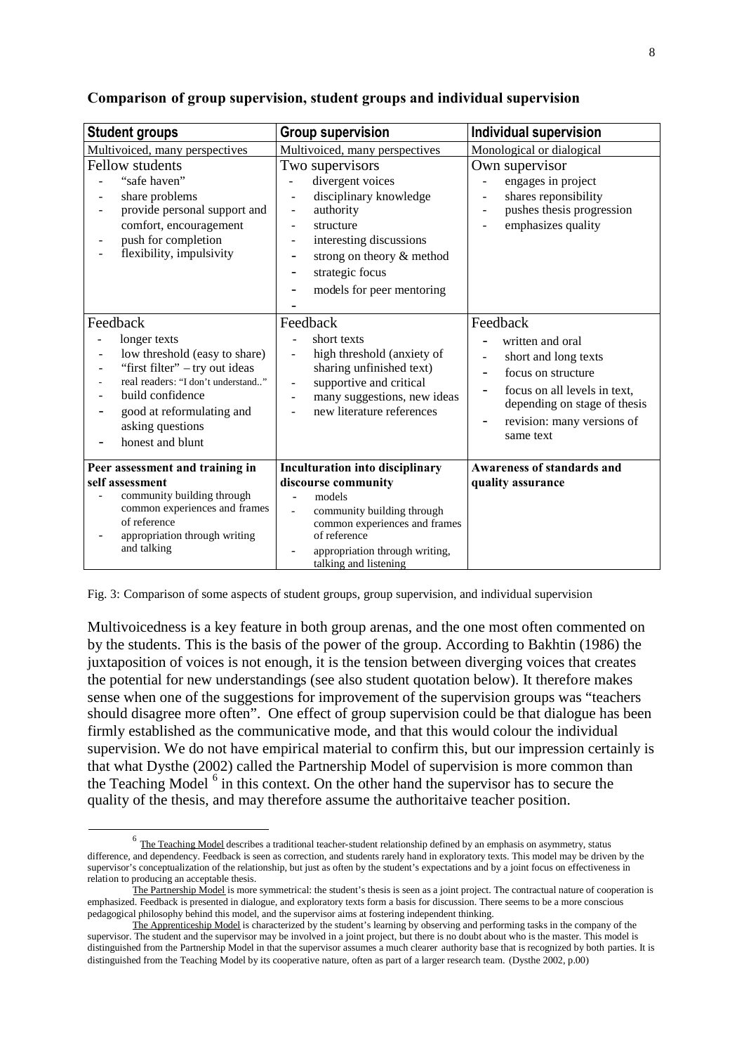**Comparison of group supervision, student groups and individual supervision**

| **Student groups** | **Group supervision** | **Individual supervision** |
|---|---|---|
| Multivoiced, many perspectives | Multivoiced, many perspectives | Monological or dialogical |
| Fellow students<br>- "safe haven"<br>- share problems<br>- provide personal support and comfort, encouragement<br>- push for completion<br>- flexibility, impulsivity | Two supervisors<br>- divergent voices<br>- disciplinary knowledge<br>- authority<br>- structure<br>- interesting discussions<br>- strong on theory & method<br>- strategic focus<br>- models for peer mentoring<br>- | Own supervisor<br>- engages in project<br>- shares reponsibility<br>- pushes thesis progression<br>- emphasizes quality |
| Feedback<br>- longer texts<br>- low threshold (easy to share)<br>- "first filter" – try out ideas<br>- real readers: "I don't understand.."<br>- build confidence<br>- good at reformulating and asking questions<br>- honest and blunt | Feedback<br>- short texts<br>- high threshold (anxiety of sharing unfinished text)<br>- supportive and critical<br>- many suggestions, new ideas<br>- new literature references | Feedback<br>- written and oral<br>- short and long texts<br>- focus on structure<br>- focus on all levels in text, depending on stage of thesis<br>- revision: many versions of same text |
| **Peer assessment and training in self assessment**<br>- community building through common experiences and frames of reference<br>- appropriation through writing and talking | **Inculturation into disciplinary discourse community**<br>- models<br>- community building through common experiences and frames of reference<br>- appropriation through writing, talking and listening | **Awareness of standards and quality assurance** |

Fig. 3: Comparison of some aspects of student groups, group supervision, and individual supervision

Multivoicedness is a key feature in both group arenas, and the one most often commented on by the students. This is the basis of the power of the group. According to Bakhtin (1986) the juxtaposition of voices is not enough, it is the tension between diverging voices that creates the potential for new understandings (see also student quotation below). It therefore makes sense when one of the suggestions for improvement of the supervision groups was "teachers should disagree more often". One effect of group supervision could be that dialogue has been firmly established as the communicative mode, and that this would colour the individual supervision. We do not have empirical material to confirm this, but our impression certainly is that what Dysthe (2002) called the Partnership Model of supervision is more common than the Teaching Model [6] in this context. On the other hand the supervisor has to secure the quality of the thesis, and may therefore assume the authoritaive teacher position.

[6] The Teaching Model describes a traditional teacher-student relationship defined by an emphasis on asymmetry, status difference, and dependency. Feedback is seen as correction, and students rarely hand in exploratory texts. This model may be driven by the supervisor's conceptualization of the relationship, but just as often by the student's expectations and by a joint focus on effectiveness in relation to producing an acceptable thesis.

The Partnership Model is more symmetrical: the student's thesis is seen as a joint project. The contractual nature of cooperation is emphasized. Feedback is presented in dialogue, and exploratory texts form a basis for discussion. There seems to be a more conscious pedagogical philosophy behind this model, and the supervisor aims at fostering independent thinking.

The Apprenticeship Model is characterized by the student's learning by observing and performing tasks in the company of the supervisor. The student and the supervisor may be involved in a joint project, but there is no doubt about who is the master. This model is distinguished from the Partnership Model in that the supervisor assumes a much clearer authority base that is recognized by both parties. It is distinguished from the Teaching Model by its cooperative nature, often as part of a larger research team. (Dysthe 2002, p.00)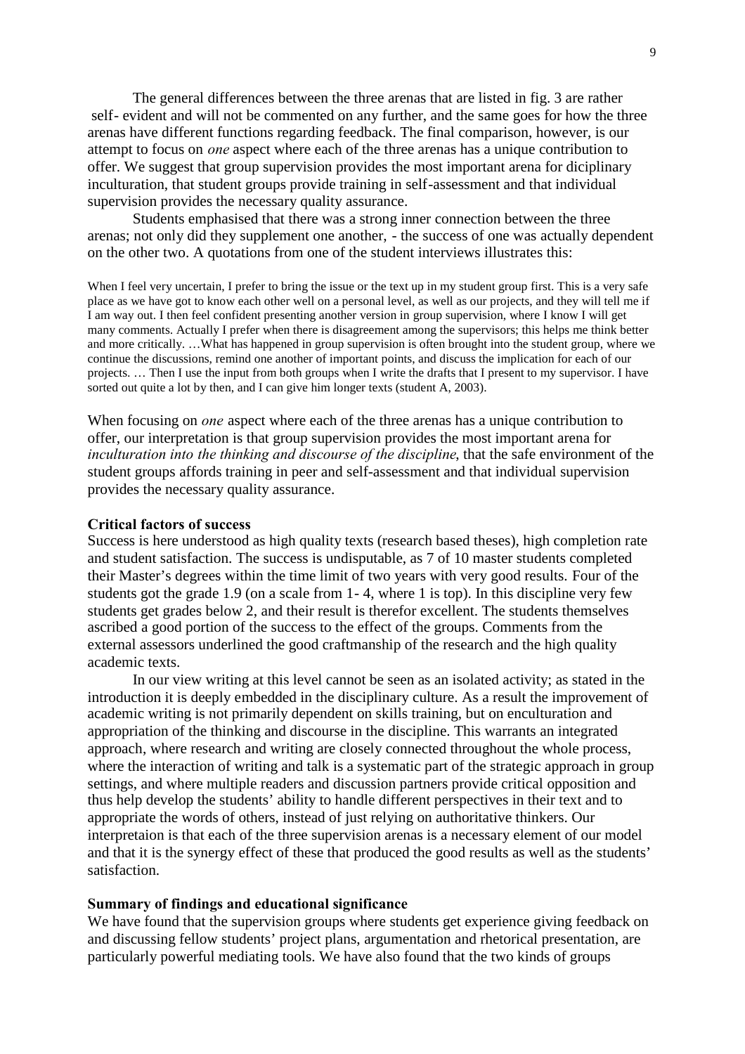The general differences between the three arenas that are listed in fig. 3 are rather self- evident and will not be commented on any further, and the same goes for how the three arenas have different functions regarding feedback. The final comparison, however, is our attempt to focus on *one* aspect where each of the three arenas has a unique contribution to offer. We suggest that group supervision provides the most important arena for diciplinary inculturation, that student groups provide training in self-assessment and that individual supervision provides the necessary quality assurance.

Students emphasised that there was a strong inner connection between the three arenas; not only did they supplement one another, - the success of one was actually dependent on the other two. A quotations from one of the student interviews illustrates this:

> When I feel very uncertain, I prefer to bring the issue or the text up in my student group first. This is a very safe place as we have got to know each other well on a personal level, as well as our projects, and they will tell me if I am way out. I then feel confident presenting another version in group supervision, where I know I will get many comments. Actually I prefer when there is disagreement among the supervisors; this helps me think better and more critically. …What has happened in group supervision is often brought into the student group, where we continue the discussions, remind one another of important points, and discuss the implication for each of our projects. … Then I use the input from both groups when I write the drafts that I present to my supervisor. I have sorted out quite a lot by then, and I can give him longer texts (student A, 2003).

When focusing on *one* aspect where each of the three arenas has a unique contribution to offer, our interpretation is that group supervision provides the most important arena for *inculturation into the thinking and discourse of the discipline*, that the safe environment of the student groups affords training in peer and self-assessment and that individual supervision provides the necessary quality assurance.

### Critical factors of success

Success is here understood as high quality texts (research based theses), high completion rate and student satisfaction. The success is undisputable, as 7 of 10 master students completed their Master's degrees within the time limit of two years with very good results. Four of the students got the grade 1.9 (on a scale from 1- 4, where 1 is top). In this discipline very few students get grades below 2, and their result is therefor excellent. The students themselves ascribed a good portion of the success to the effect of the groups. Comments from the external assessors underlined the good craftmanship of the research and the high quality academic texts.

In our view writing at this level cannot be seen as an isolated activity; as stated in the introduction it is deeply embedded in the disciplinary culture. As a result the improvement of academic writing is not primarily dependent on skills training, but on enculturation and appropriation of the thinking and discourse in the discipline. This warrants an integrated approach, where research and writing are closely connected throughout the whole process, where the interaction of writing and talk is a systematic part of the strategic approach in group settings, and where multiple readers and discussion partners provide critical opposition and thus help develop the students' ability to handle different perspectives in their text and to appropriate the words of others, instead of just relying on authoritative thinkers. Our interpretaion is that each of the three supervision arenas is a necessary element of our model and that it is the synergy effect of these that produced the good results as well as the students' satisfaction.

### Summary of findings and educational significance

We have found that the supervision groups where students get experience giving feedback on and discussing fellow students' project plans, argumentation and rhetorical presentation, are particularly powerful mediating tools. We have also found that the two kinds of groups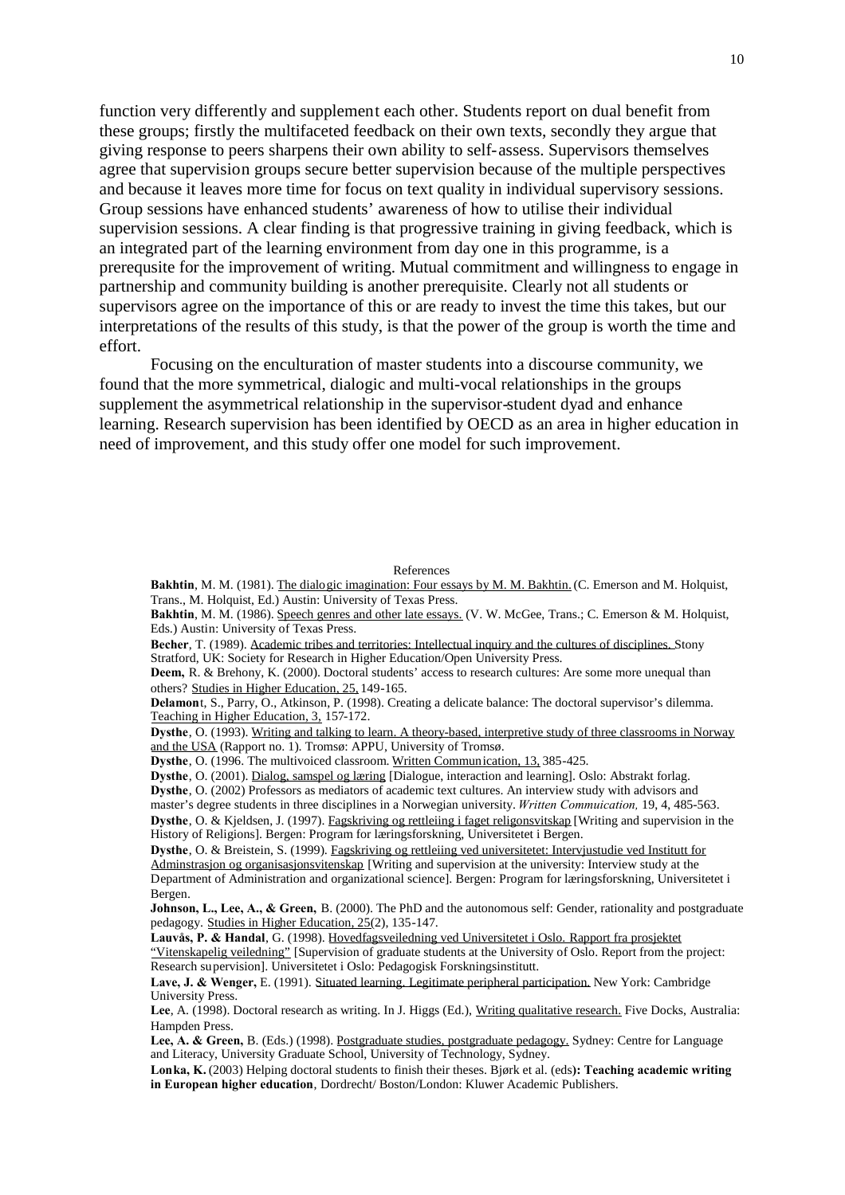function very differently and supplement each other. Students report on dual benefit from these groups; firstly the multifaceted feedback on their own texts, secondly they argue that giving response to peers sharpens their own ability to self-assess. Supervisors themselves agree that supervision groups secure better supervision because of the multiple perspectives and because it leaves more time for focus on text quality in individual supervisory sessions. Group sessions have enhanced students' awareness of how to utilise their individual supervision sessions. A clear finding is that progressive training in giving feedback, which is an integrated part of the learning environment from day one in this programme, is a prerequsite for the improvement of writing. Mutual commitment and willingness to engage in partnership and community building is another prerequisite. Clearly not all students or supervisors agree on the importance of this or are ready to invest the time this takes, but our interpretations of the results of this study, is that the power of the group is worth the time and effort.

Focusing on the enculturation of master students into a discourse community, we found that the more symmetrical, dialogic and multi-vocal relationships in the groups supplement the asymmetrical relationship in the supervisor-student dyad and enhance learning. Research supervision has been identified by OECD as an area in higher education in need of improvement, and this study offer one model for such improvement.

References

**Bakhtin**, M. M. (1981). The dialogic imagination: Four essays by M. M. Bakhtin. (C. Emerson and M. Holquist, Trans., M. Holquist, Ed.) Austin: University of Texas Press.

**Bakhtin**, M. M. (1986). Speech genres and other late essays. (V. W. McGee, Trans.; C. Emerson & M. Holquist, Eds.) Austin: University of Texas Press.

**Becher**, T. (1989). Academic tribes and territories: Intellectual inquiry and the cultures of disciplines. Stony Stratford, UK: Society for Research in Higher Education/Open University Press.

**Deem,** R. & Brehony, K. (2000). Doctoral students' access to research cultures: Are some more unequal than others? Studies in Higher Education, 25, 149-165.

**Delamon**t, S., Parry, O., Atkinson, P. (1998). Creating a delicate balance: The doctoral supervisor's dilemma. Teaching in Higher Education, 3, 157-172.

**Dysthe**, O. (1993). Writing and talking to learn. A theory-based, interpretive study of three classrooms in Norway and the USA (Rapport no. 1). Tromsø: APPU, University of Tromsø.

**Dysthe**, O. (1996. The multivoiced classroom. Written Communication, 13, 385-425.

**Dysthe**, O. (2001). Dialog, samspel og læring [Dialogue, interaction and learning]. Oslo: Abstrakt forlag.

**Dysthe**, O. (2002) Professors as mediators of academic text cultures. An interview study with advisors and master's degree students in three disciplines in a Norwegian university. *Written Commuication,* 19, 4, 485-563.

**Dysthe**, O. & Kjeldsen, J. (1997). Fagskriving og rettleiing i faget religonsvitskap [Writing and supervision in the History of Religions]. Bergen: Program for læringsforskning, Universitetet i Bergen.

**Dysthe**, O. & Breistein, S. (1999). Fagskriving og rettleiing ved universitetet: Intervjustudie ved Institutt for Adminstrasjon og organisasjonsvitenskap [Writing and supervision at the university: Interview study at the Department of Administration and organizational science]. Bergen: Program for læringsforskning, Universitetet i Bergen.

**Johnson, L., Lee, A., & Green,** B. (2000). The PhD and the autonomous self: Gender, rationality and postgraduate pedagogy. Studies in Higher Education, 25(2), 135-147.

**Lauvås, P. & Handal**, G. (1998). Hovedfagsveiledning ved Universitetet i Oslo. Rapport fra prosjektet "Vitenskapelig veiledning" [Supervision of graduate students at the University of Oslo. Report from the project: Research supervision]. Universitetet i Oslo: Pedagogisk Forskningsinstitutt.

**Lave, J. & Wenger,** E. (1991). Situated learning. Legitimate peripheral participation. New York: Cambridge University Press.

**Lee**, A. (1998). Doctoral research as writing. In J. Higgs (Ed.), Writing qualitative research. Five Docks, Australia: Hampden Press.

**Lee, A. & Green,** B. (Eds.) (1998). Postgraduate studies, postgraduate pedagogy. Sydney: Centre for Language and Literacy, University Graduate School, University of Technology, Sydney.

**Lonka, K.** (2003) Helping doctoral students to finish their theses. Bjørk et al. (eds**): Teaching academic writing in European higher education**, Dordrecht/ Boston/London: Kluwer Academic Publishers.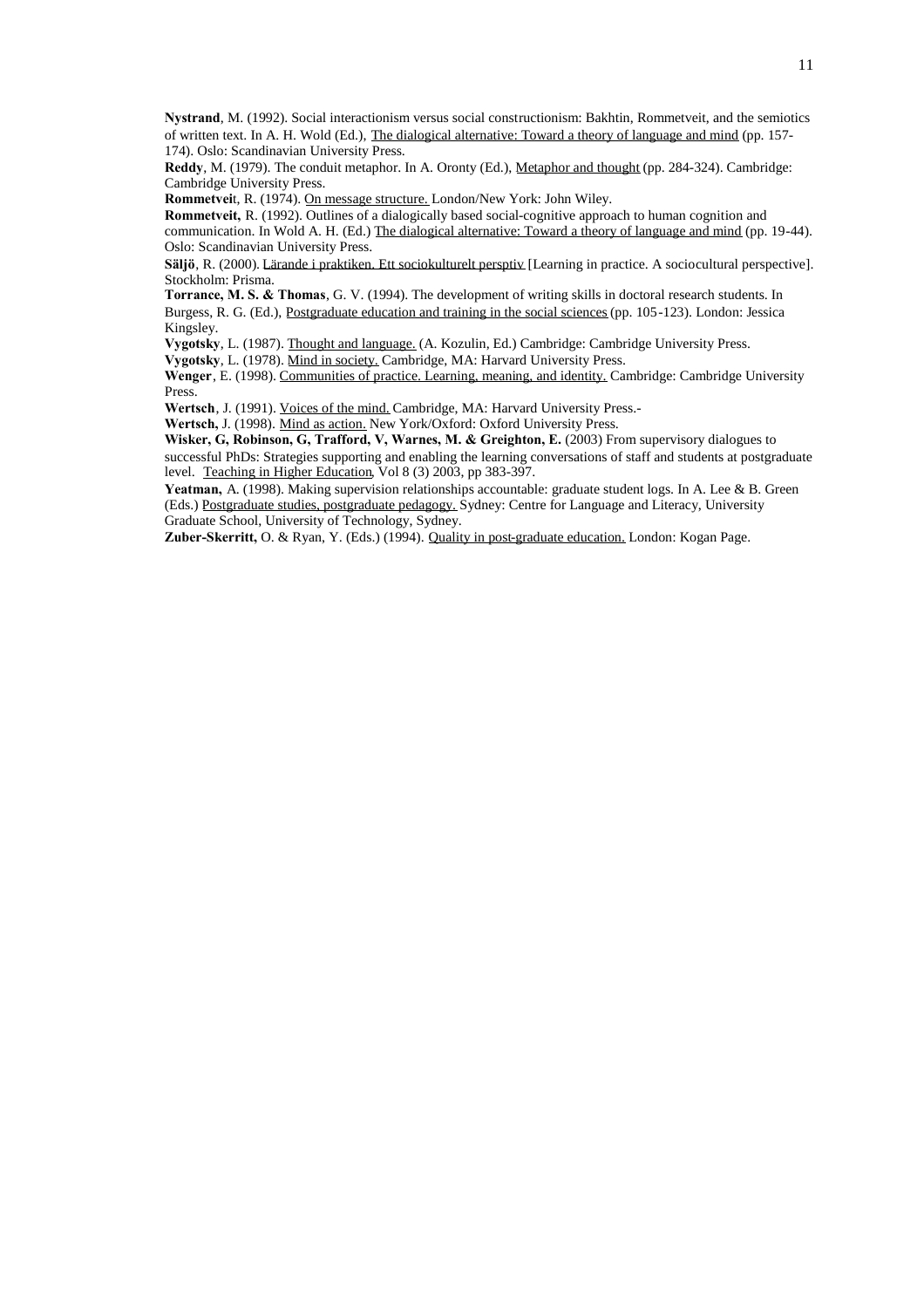**Nystrand**, M. (1992). Social interactionism versus social constructionism: Bakhtin, Rommetveit, and the semiotics of written text. In A. H. Wold (Ed.), The dialogical alternative: Toward a theory of language and mind (pp. 157-174). Oslo: Scandinavian University Press.

**Reddy**, M. (1979). The conduit metaphor. In A. Oronty (Ed.), Metaphor and thought (pp. 284-324). Cambridge: Cambridge University Press.

**Rommetveit**, R. (1974). On message structure. London/New York: John Wiley.

**Rommetveit,** R. (1992). Outlines of a dialogically based social-cognitive approach to human cognition and communication. In Wold A. H. (Ed.) The dialogical alternative: Toward a theory of language and mind (pp. 19-44). Oslo: Scandinavian University Press.

**Säljö**, R. (2000). Lärande i praktiken. Ett sociokulturelt persptiv [Learning in practice. A sociocultural perspective]. Stockholm: Prisma.

**Torrance, M. S. & Thomas**, G. V. (1994). The development of writing skills in doctoral research students. In Burgess, R. G. (Ed.), Postgraduate education and training in the social sciences (pp. 105-123). London: Jessica Kingsley.

**Vygotsky**, L. (1987). Thought and language. (A. Kozulin, Ed.) Cambridge: Cambridge University Press.

**Vygotsky**, L. (1978). Mind in society. Cambridge, MA: Harvard University Press.

**Wenger**, E. (1998). Communities of practice. Learning, meaning, and identity. Cambridge: Cambridge University Press.

**Wertsch**, J. (1991). Voices of the mind. Cambridge, MA: Harvard University Press.-

**Wertsch,** J. (1998). Mind as action. New York/Oxford: Oxford University Press.

**Wisker, G, Robinson, G, Trafford, V, Warnes, M. & Greighton, E.** (2003) From supervisory dialogues to successful PhDs: Strategies supporting and enabling the learning conversations of staff and students at postgraduate level. Teaching in Higher Education, Vol 8 (3) 2003, pp 383-397.

**Yeatman,** A. (1998). Making supervision relationships accountable: graduate student logs. In A. Lee & B. Green (Eds.) Postgraduate studies, postgraduate pedagogy. Sydney: Centre for Language and Literacy, University Graduate School, University of Technology, Sydney.

**Zuber-Skerritt,** O. & Ryan, Y. (Eds.) (1994). Quality in post-graduate education. London: Kogan Page.